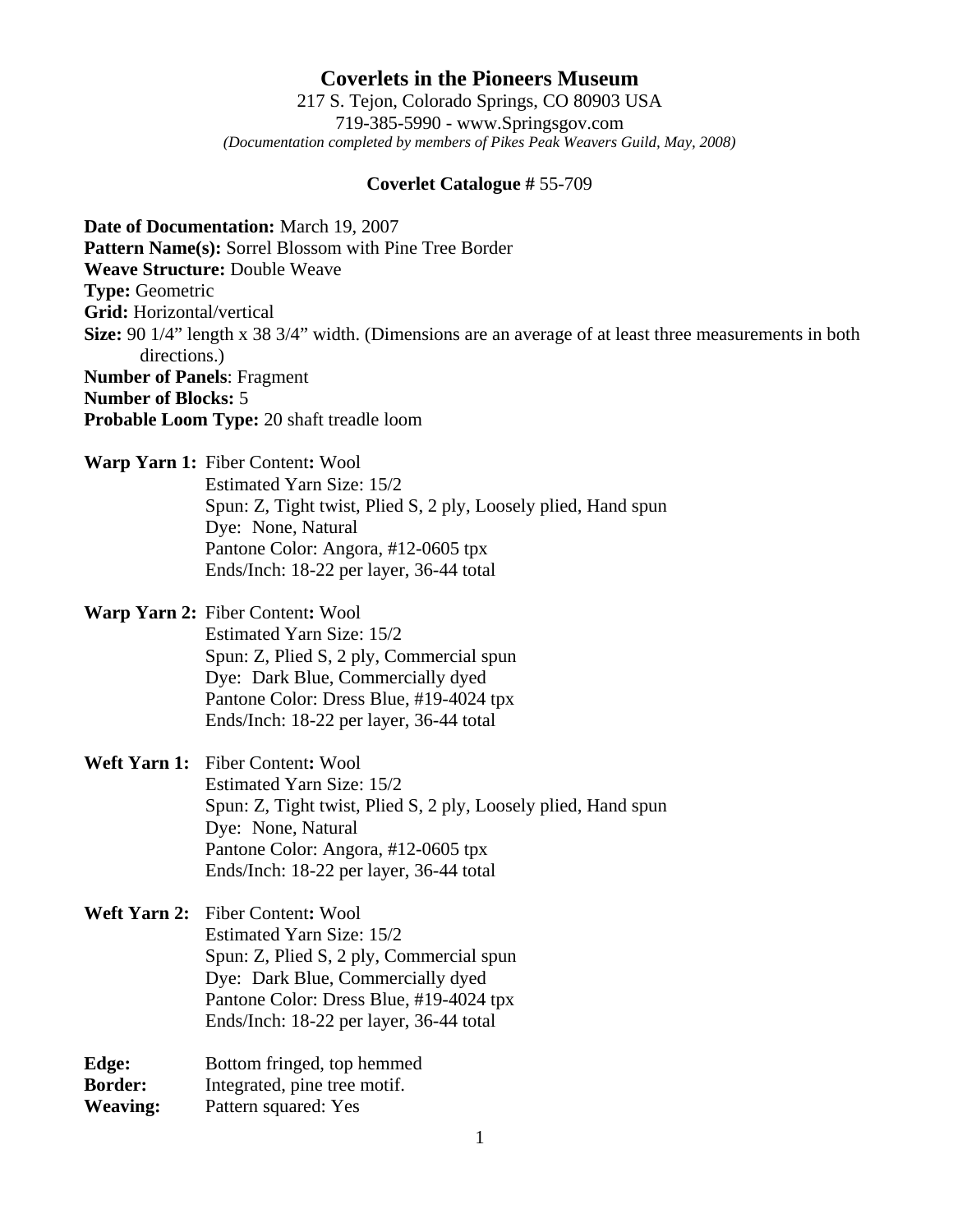# Coverlets in the Pioneers Museum

217 S. Tejon, Colorado Springs, CO 80903 USA
719-385-5990 - www.Springsgov.com
*(Documentation completed by members of Pikes Peak Weavers Guild, May, 2008)*

**Coverlet Catalogue #** 55-709

**Date of Documentation:** March 19, 2007
**Pattern Name(s):** Sorrel Blossom with Pine Tree Border
**Weave Structure:** Double Weave
**Type:** Geometric
**Grid:** Horizontal/vertical
**Size:** 90 1/4" length x 38 3/4" width. (Dimensions are an average of at least three measurements in both directions.)
**Number of Panels**: Fragment
**Number of Blocks:** 5
**Probable Loom Type:** 20 shaft treadle loom

**Warp Yarn 1:** Fiber Content**:** Wool
Estimated Yarn Size: 15/2
Spun: Z, Tight twist, Plied S, 2 ply, Loosely plied, Hand spun
Dye: None, Natural
Pantone Color: Angora, #12-0605 tpx
Ends/Inch: 18-22 per layer, 36-44 total

**Warp Yarn 2:** Fiber Content**:** Wool
Estimated Yarn Size: 15/2
Spun: Z, Plied S, 2 ply, Commercial spun
Dye: Dark Blue, Commercially dyed
Pantone Color: Dress Blue, #19-4024 tpx
Ends/Inch: 18-22 per layer, 36-44 total

**Weft Yarn 1:** Fiber Content**:** Wool
Estimated Yarn Size: 15/2
Spun: Z, Tight twist, Plied S, 2 ply, Loosely plied, Hand spun
Dye: None, Natural
Pantone Color: Angora, #12-0605 tpx
Ends/Inch: 18-22 per layer, 36-44 total

**Weft Yarn 2:** Fiber Content**:** Wool
Estimated Yarn Size: 15/2
Spun: Z, Plied S, 2 ply, Commercial spun
Dye: Dark Blue, Commercially dyed
Pantone Color: Dress Blue, #19-4024 tpx
Ends/Inch: 18-22 per layer, 36-44 total

**Edge:** Bottom fringed, top hemmed
**Border:** Integrated, pine tree motif.
**Weaving:** Pattern squared: Yes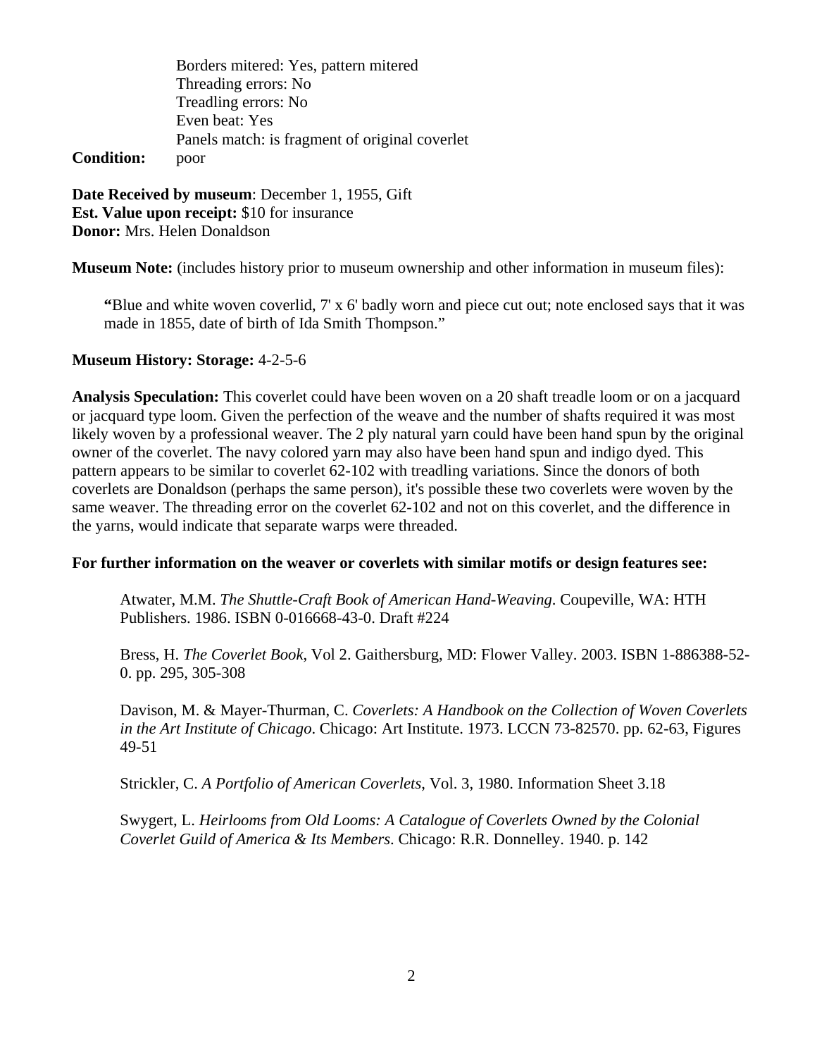Borders mitered: Yes, pattern mitered
Threading errors: No
Treadling errors: No
Even beat: Yes
Panels match: is fragment of original coverlet

**Condition:** poor

**Date Received by museum**: December 1, 1955, Gift
**Est. Value upon receipt:** $10 for insurance
**Donor:** Mrs. Helen Donaldson

**Museum Note:** (includes history prior to museum ownership and other information in museum files):

> **"**Blue and white woven coverlid, 7' x 6' badly worn and piece cut out; note enclosed says that it was made in 1855, date of birth of Ida Smith Thompson."

**Museum History: Storage:** 4-2-5-6

**Analysis Speculation:** This coverlet could have been woven on a 20 shaft treadle loom or on a jacquard or jacquard type loom. Given the perfection of the weave and the number of shafts required it was most likely woven by a professional weaver. The 2 ply natural yarn could have been hand spun by the original owner of the coverlet. The navy colored yarn may also have been hand spun and indigo dyed. This pattern appears to be similar to coverlet 62-102 with treadling variations. Since the donors of both coverlets are Donaldson (perhaps the same person), it's possible these two coverlets were woven by the same weaver. The threading error on the coverlet 62-102 and not on this coverlet, and the difference in the yarns, would indicate that separate warps were threaded.

**For further information on the weaver or coverlets with similar motifs or design features see:**

Atwater, M.M. *The Shuttle-Craft Book of American Hand-Weaving*. Coupeville, WA: HTH Publishers. 1986. ISBN 0-016668-43-0. Draft #224

Bress, H. *The Coverlet Book*, Vol 2. Gaithersburg, MD: Flower Valley. 2003. ISBN 1-886388-52-0. pp. 295, 305-308

Davison, M. & Mayer-Thurman, C. *Coverlets: A Handbook on the Collection of Woven Coverlets in the Art Institute of Chicago*. Chicago: Art Institute. 1973. LCCN 73-82570. pp. 62-63, Figures 49-51

Strickler, C. *A Portfolio of American Coverlets*, Vol. 3, 1980. Information Sheet 3.18

Swygert, L. *Heirlooms from Old Looms: A Catalogue of Coverlets Owned by the Colonial Coverlet Guild of America & Its Members*. Chicago: R.R. Donnelley. 1940. p. 142